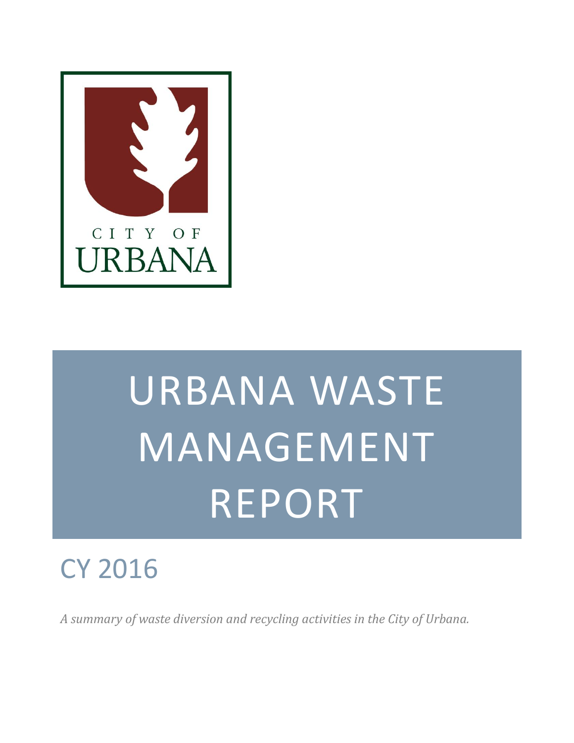CITY OF URBANA

# URBANA WASTE MANAGEMENT REPORT

## CY 2016

*A summary of waste diversion and recycling activities in the City of Urbana.*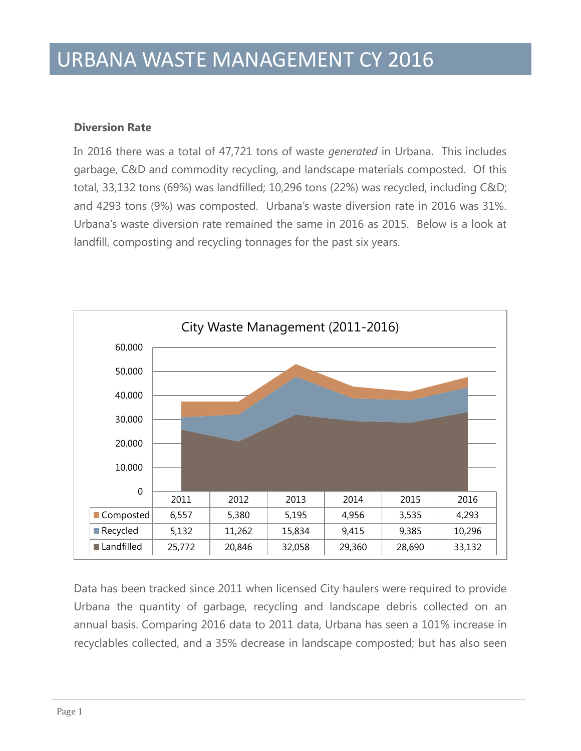# URBANA WASTE MANAGEMENT CY 2016

**Diversion Rate**

In 2016 there was a total of 47,721 tons of waste *generated* in Urbana. This includes garbage, C&D and commodity recycling, and landscape materials composted. Of this total, 33,132 tons (69%) was landfilled; 10,296 tons (22%) was recycled, including C&D; and 4293 tons (9%) was composted. Urbana's waste diversion rate in 2016 was 31%. Urbana's waste diversion rate remained the same in 2016 as 2015. Below is a look at landfill, composting and recycling tonnages for the past six years.

City Waste Management (2011-2016)

| | 2011 | 2012 | 2013 | 2014 | 2015 | 2016 |
|---|---|---|---|---|---|---|
| Composted | 6,557 | 5,380 | 5,195 | 4,956 | 3,535 | 4,293 |
| Recycled | 5,132 | 11,262 | 15,834 | 9,415 | 9,385 | 10,296 |
| Landfilled | 25,772 | 20,846 | 32,058 | 29,360 | 28,690 | 33,132 |

Data has been tracked since 2011 when licensed City haulers were required to provide Urbana the quantity of garbage, recycling and landscape debris collected on an annual basis. Comparing 2016 data to 2011 data, Urbana has seen a 101% increase in recyclables collected, and a 35% decrease in landscape composted; but has also seen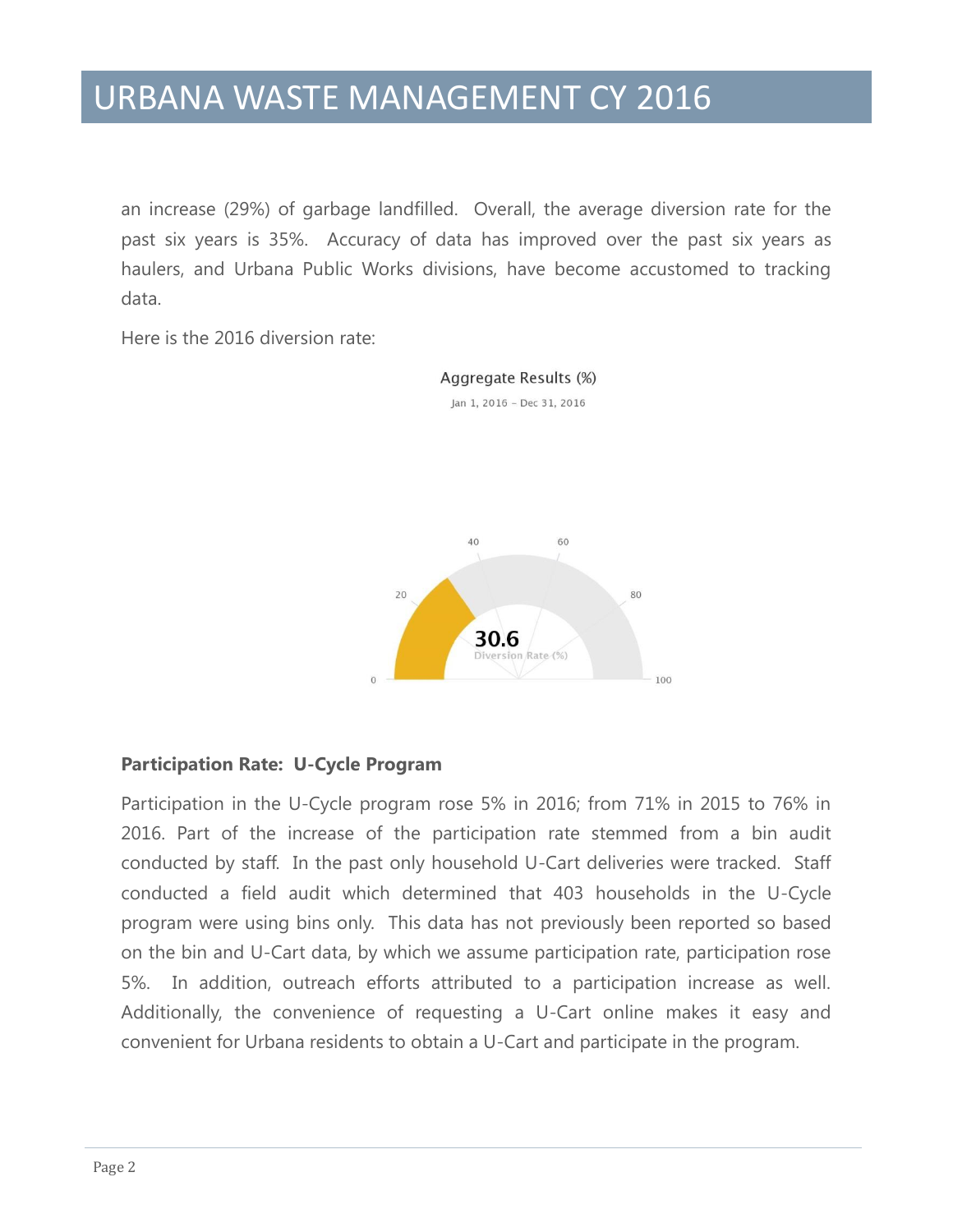an increase (29%) of garbage landfilled. Overall, the average diversion rate for the past six years is 35%. Accuracy of data has improved over the past six years as haulers, and Urbana Public Works divisions, have become accustomed to tracking data.

Here is the 2016 diversion rate:

Aggregate Results (%)

Jan 1, 2016 – Dec 31, 2016

30.6

Diversion Rate (%)

**Participation Rate: U-Cycle Program**

Participation in the U-Cycle program rose 5% in 2016; from 71% in 2015 to 76% in 2016. Part of the increase of the participation rate stemmed from a bin audit conducted by staff. In the past only household U-Cart deliveries were tracked. Staff conducted a field audit which determined that 403 households in the U-Cycle program were using bins only. This data has not previously been reported so based on the bin and U-Cart data, by which we assume participation rate, participation rose 5%. In addition, outreach efforts attributed to a participation increase as well. Additionally, the convenience of requesting a U-Cart online makes it easy and convenient for Urbana residents to obtain a U-Cart and participate in the program.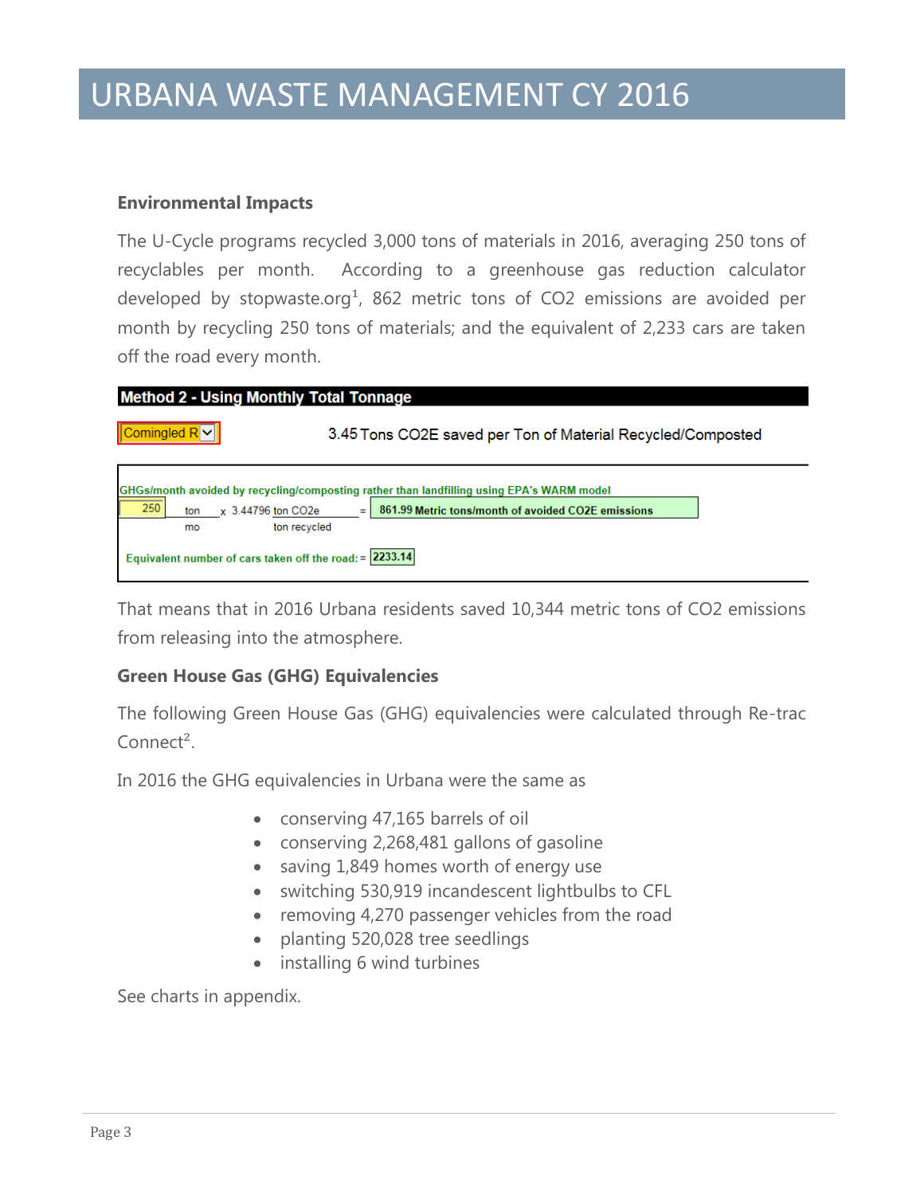# URBANA WASTE MANAGEMENT CY 2016

### Environmental Impacts

The U-Cycle programs recycled 3,000 tons of materials in 2016, averaging 250 tons of recyclables per month. According to a greenhouse gas reduction calculator developed by stopwaste.org[1], 862 metric tons of $CO_2$ emissions are avoided per month by recycling 250 tons of materials; and the equivalent of 2,233 cars are taken off the road every month.

**Method 2 - Using Monthly Total Tonnage**

Comingled R

3.45 Tons CO2E saved per Ton of Material Recycled/Composted

GHGs/month avoided by recycling/composting rather than landfilling using EPA's WARM model

250 ton/mo x 3.44796 ton CO2e/ton recycled = 861.99 Metric tons/month of avoided CO2E emissions

Equivalent number of cars taken off the road: = 2233.14

That means that in 2016 Urbana residents saved 10,344 metric tons of $CO_2$ emissions from releasing into the atmosphere.

### Green House Gas (GHG) Equivalencies

The following Green House Gas (GHG) equivalencies were calculated through Re-trac Connect[2].

In 2016 the GHG equivalencies in Urbana were the same as

- conserving 47,165 barrels of oil
- conserving 2,268,481 gallons of gasoline
- saving 1,849 homes worth of energy use
- switching 530,919 incandescent lightbulbs to CFL
- removing 4,270 passenger vehicles from the road
- planting 520,028 tree seedlings
- installing 6 wind turbines

See charts in appendix.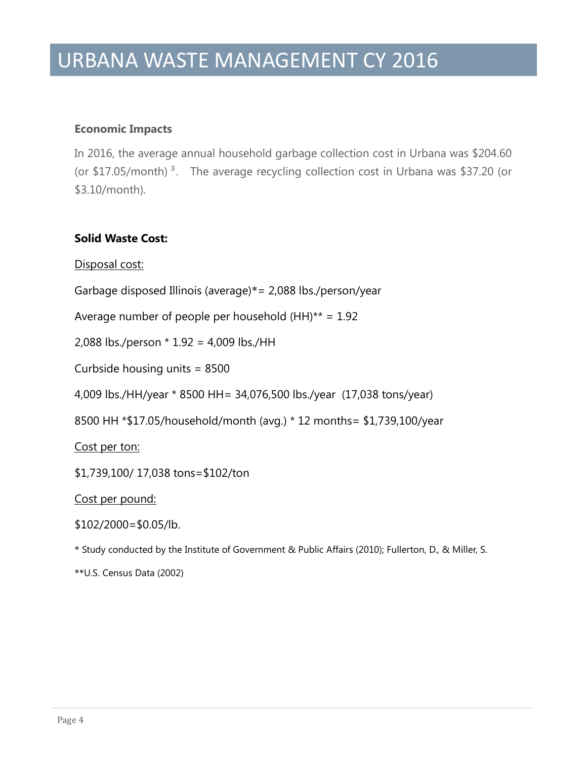# URBANA WASTE MANAGEMENT CY 2016

**Economic Impacts**

In 2016, the average annual household garbage collection cost in Urbana was $204.60 (or $17.05/month) [3]. The average recycling collection cost in Urbana was $37.20 (or $3.10/month).

**Solid Waste Cost:**

<u>Disposal cost:</u>

Garbage disposed Illinois (average)*= 2,088 lbs./person/year

Average number of people per household (HH)** = 1.92

2,088 lbs./person * 1.92 = 4,009 lbs./HH

Curbside housing units = 8500

4,009 lbs./HH/year * 8500 HH= 34,076,500 lbs./year (17,038 tons/year)

8500 HH *$17.05/household/month (avg.) * 12 months= $1,739,100/year

<u>Cost per ton:</u>

$1,739,100/ 17,038 tons=$102/ton

<u>Cost per pound:</u>

$102/2000=$0.05/lb.

* Study conducted by the Institute of Government & Public Affairs (2010); Fullerton, D., & Miller, S.

**U.S. Census Data (2002)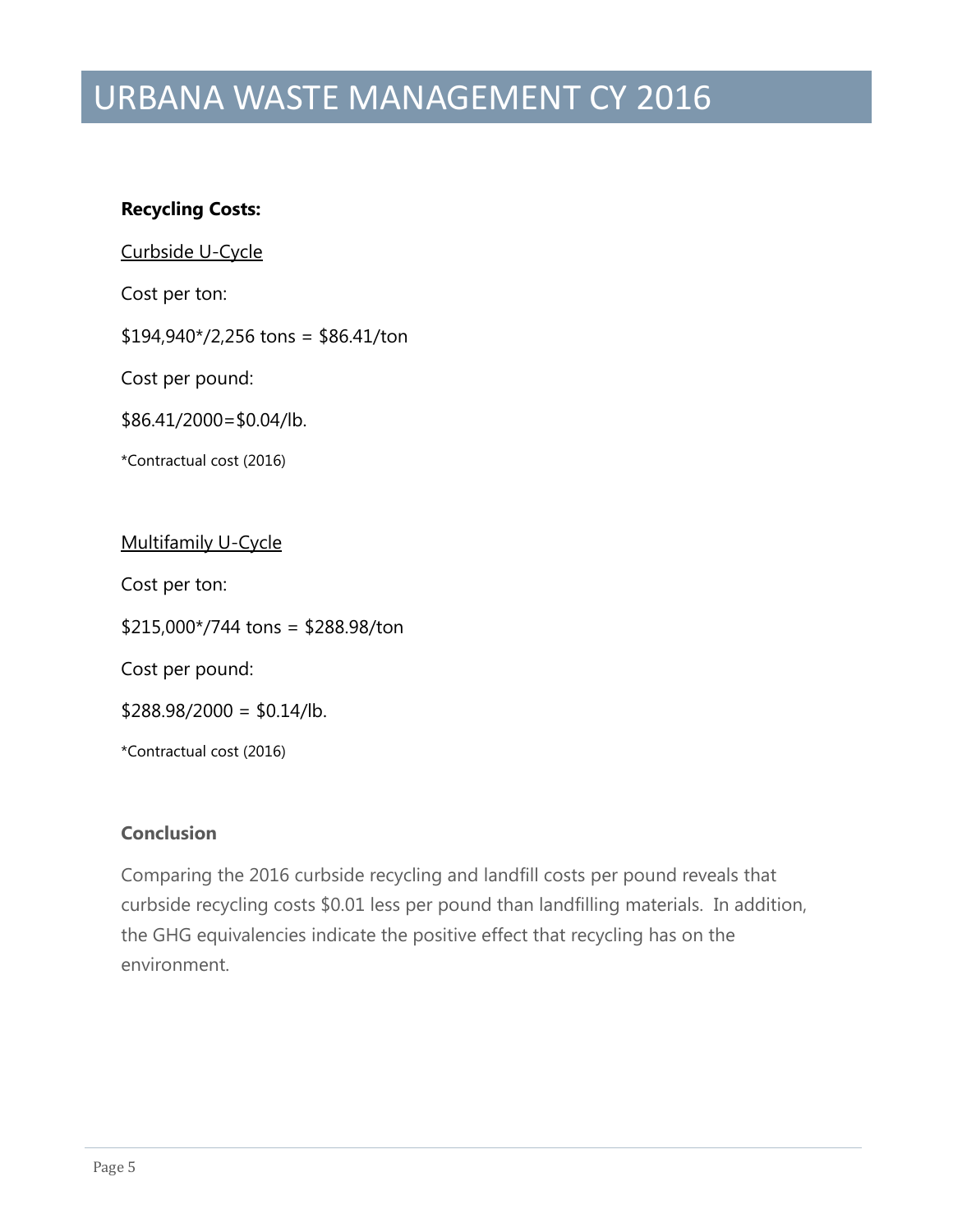# URBANA WASTE MANAGEMENT CY 2016

**Recycling Costs:**

Curbside U-Cycle

Cost per ton:

$194,940*/2,256 tons = $86.41/ton

Cost per pound:

$86.41/2000=$0.04/lb.

*Contractual cost (2016)

Multifamily U-Cycle

Cost per ton:

$215,000*/744 tons = $288.98/ton

Cost per pound:

$288.98/2000 = $0.14/lb.

*Contractual cost (2016)

### Conclusion

Comparing the 2016 curbside recycling and landfill costs per pound reveals that curbside recycling costs $0.01 less per pound than landfilling materials. In addition, the GHG equivalencies indicate the positive effect that recycling has on the environment.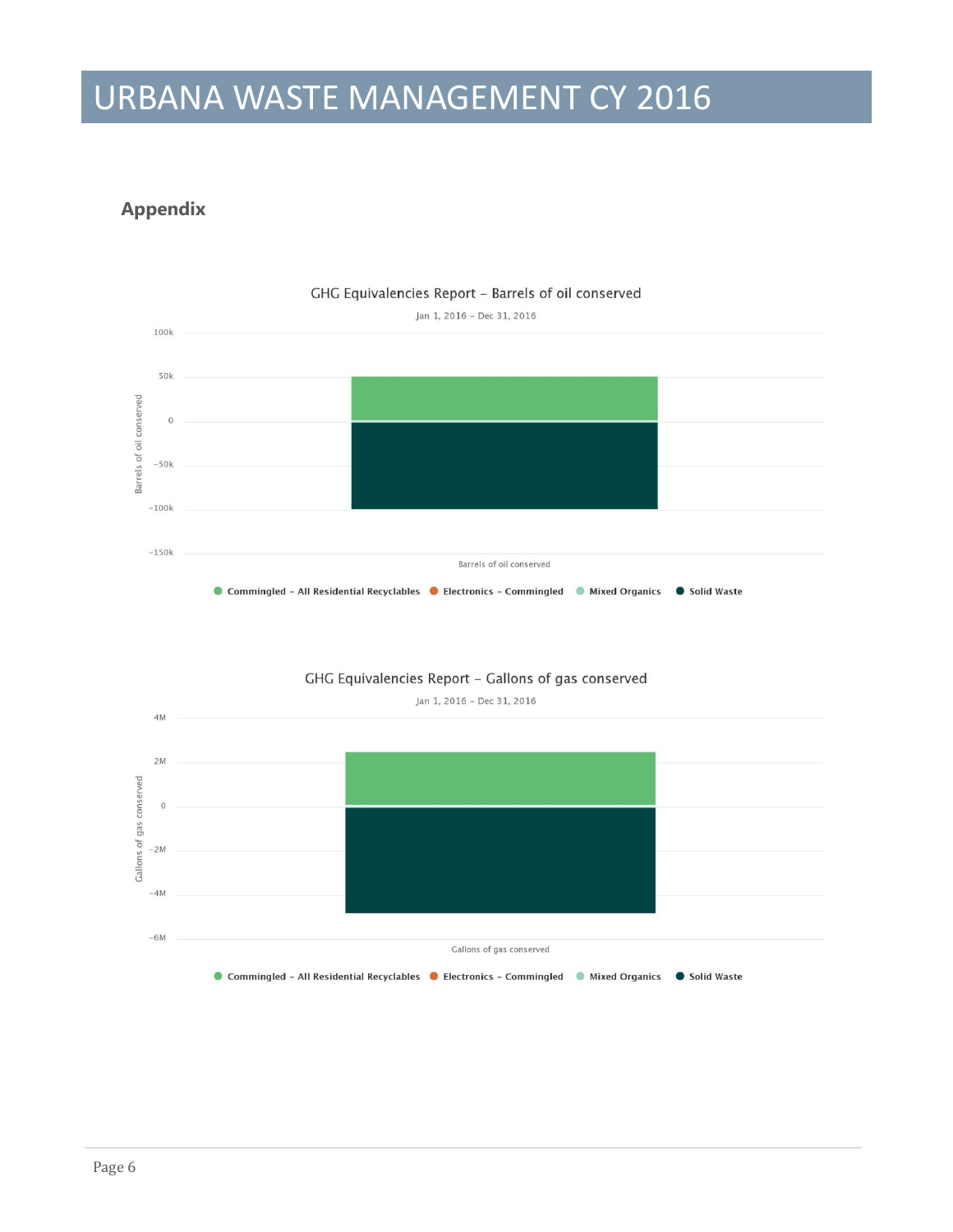## Appendix

GHG Equivalencies Report – Barrels of oil conserved

Jan 1, 2016 – Dec 31, 2016

100k
50k
0
-50k
-100k
-150k

Barrels of oil conserved

Barrels of oil conserved

● Commingled – All Residential Recyclables ● Electronics – Commingled ● Mixed Organics ● Solid Waste

GHG Equivalencies Report – Gallons of gas conserved

Jan 1, 2016 – Dec 31, 2016

4M
2M
0
-2M
-4M
-6M

Gallons of gas conserved

Gallons of gas conserved

● Commingled – All Residential Recyclables ● Electronics – Commingled ● Mixed Organics ● Solid Waste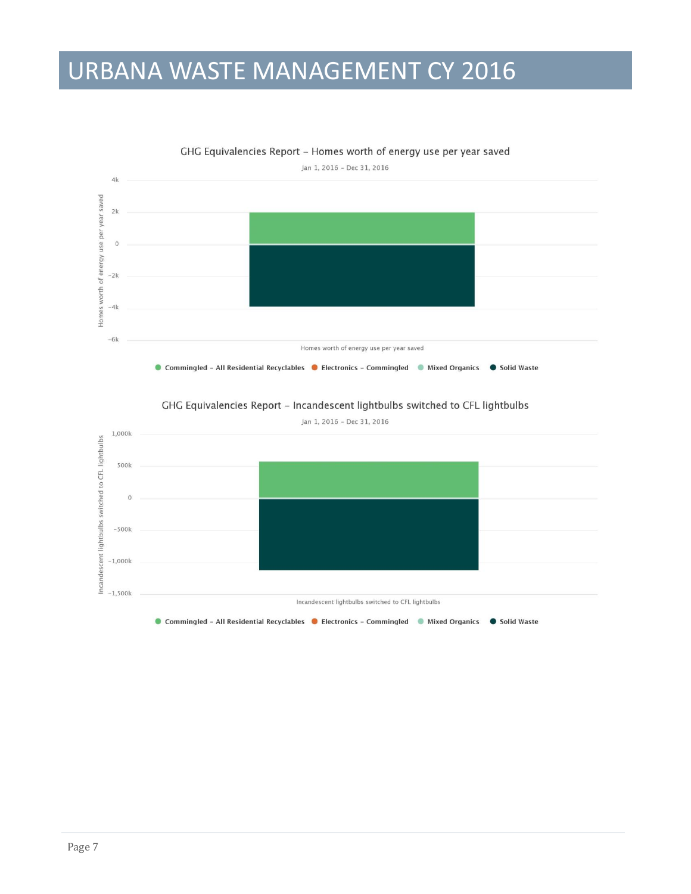# URBANA WASTE MANAGEMENT CY 2016

GHG Equivalencies Report – Homes worth of energy use per year saved

Jan 1, 2016 - Dec 31, 2016

Homes worth of energy use per year saved

4k
2k
0
-2k
-4k
-6k

Homes worth of energy use per year saved

● Commingled – All Residential Recyclables ● Electronics – Commingled ● Mixed Organics ● Solid Waste

GHG Equivalencies Report – Incandescent lightbulbs switched to CFL lightbulbs

Jan 1, 2016 - Dec 31, 2016

Incandescent lightbulbs switched to CFL lightbulbs

1,000k
500k
0
-500k
-1,000k
-1,500k

Incandescent lightbulbs switched to CFL lightbulbs

● Commingled – All Residential Recyclables ● Electronics – Commingled ● Mixed Organics ● Solid Waste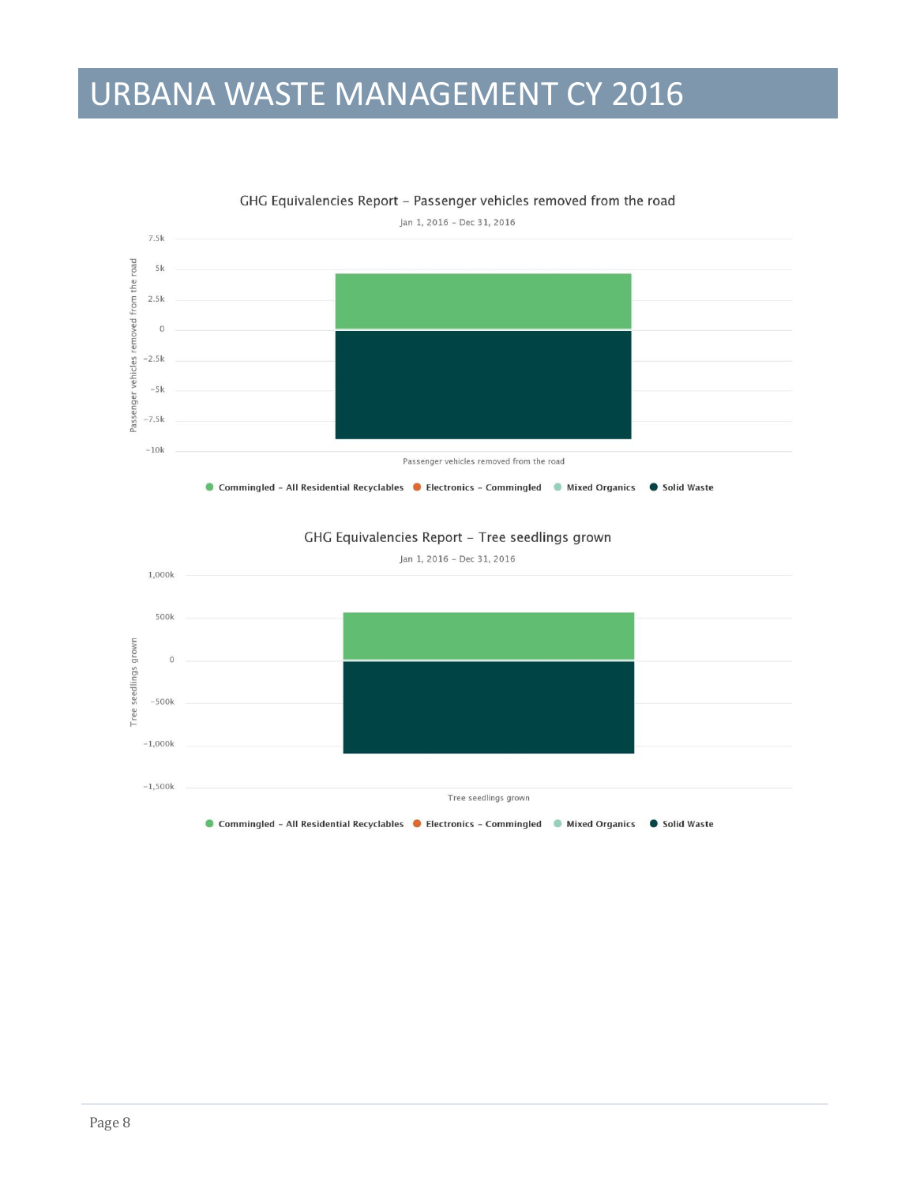# URBANA WASTE MANAGEMENT CY 2016

GHG Equivalencies Report – Passenger vehicles removed from the road

Jan 1, 2016 – Dec 31, 2016

Passenger vehicles removed from the road

Commingled – All Residential Recyclables · Electronics – Commingled · Mixed Organics · Solid Waste

GHG Equivalencies Report – Tree seedlings grown

Jan 1, 2016 – Dec 31, 2016

Tree seedlings grown

Commingled – All Residential Recyclables · Electronics – Commingled · Mixed Organics · Solid Waste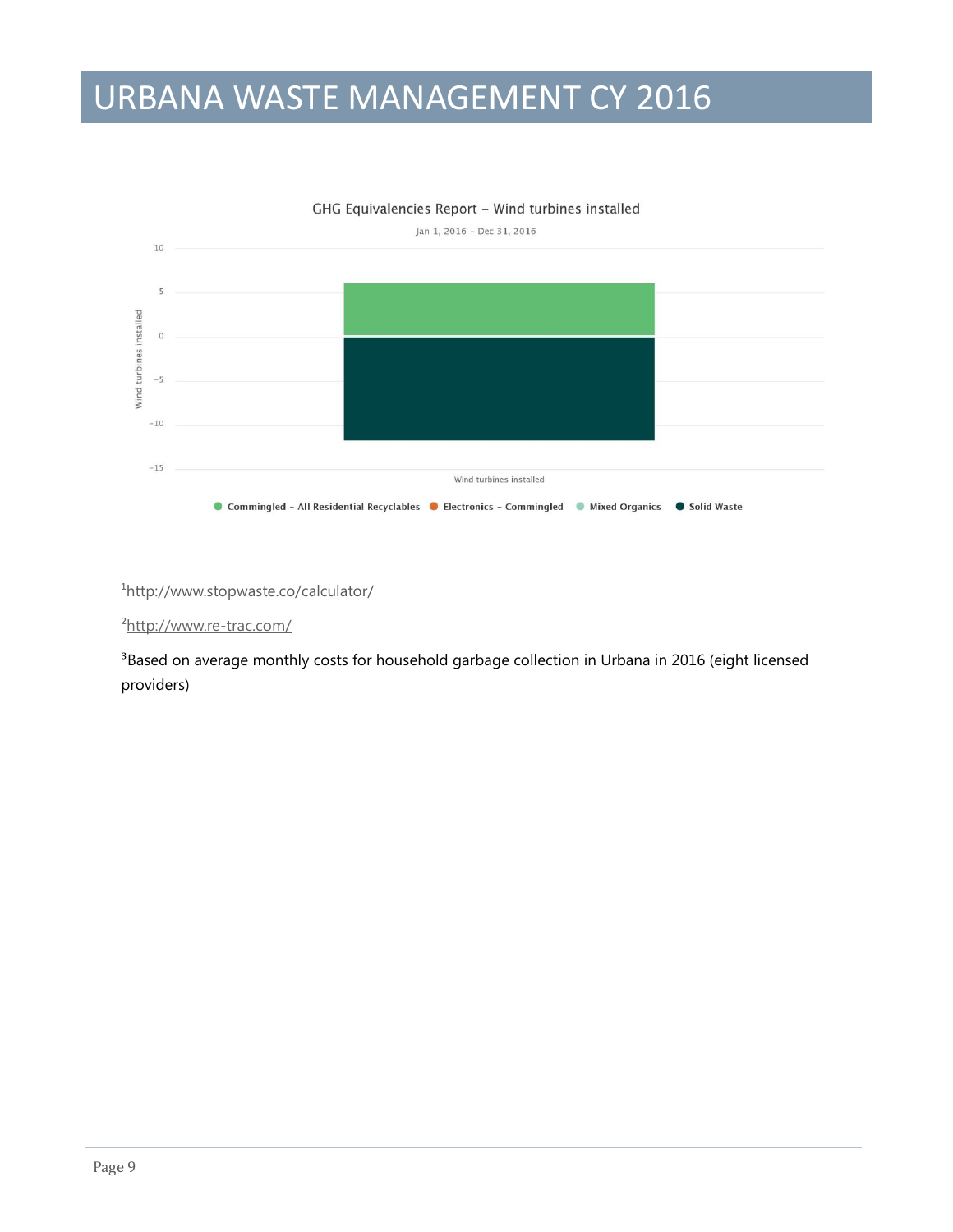# URBANA WASTE MANAGEMENT CY 2016

GHG Equivalencies Report – Wind turbines installed

Jan 1, 2016 – Dec 31, 2016

10

5

0

-5

-10

-15

Wind turbines installed

Wind turbines installed

Commingled – All Residential Recyclables

Electronics – Commingled

Mixed Organics

Solid Waste

[1]http://www.stopwaste.co/calculator/

[2]http://www.re-trac.com/

[3]Based on average monthly costs for household garbage collection in Urbana in 2016 (eight licensed providers)